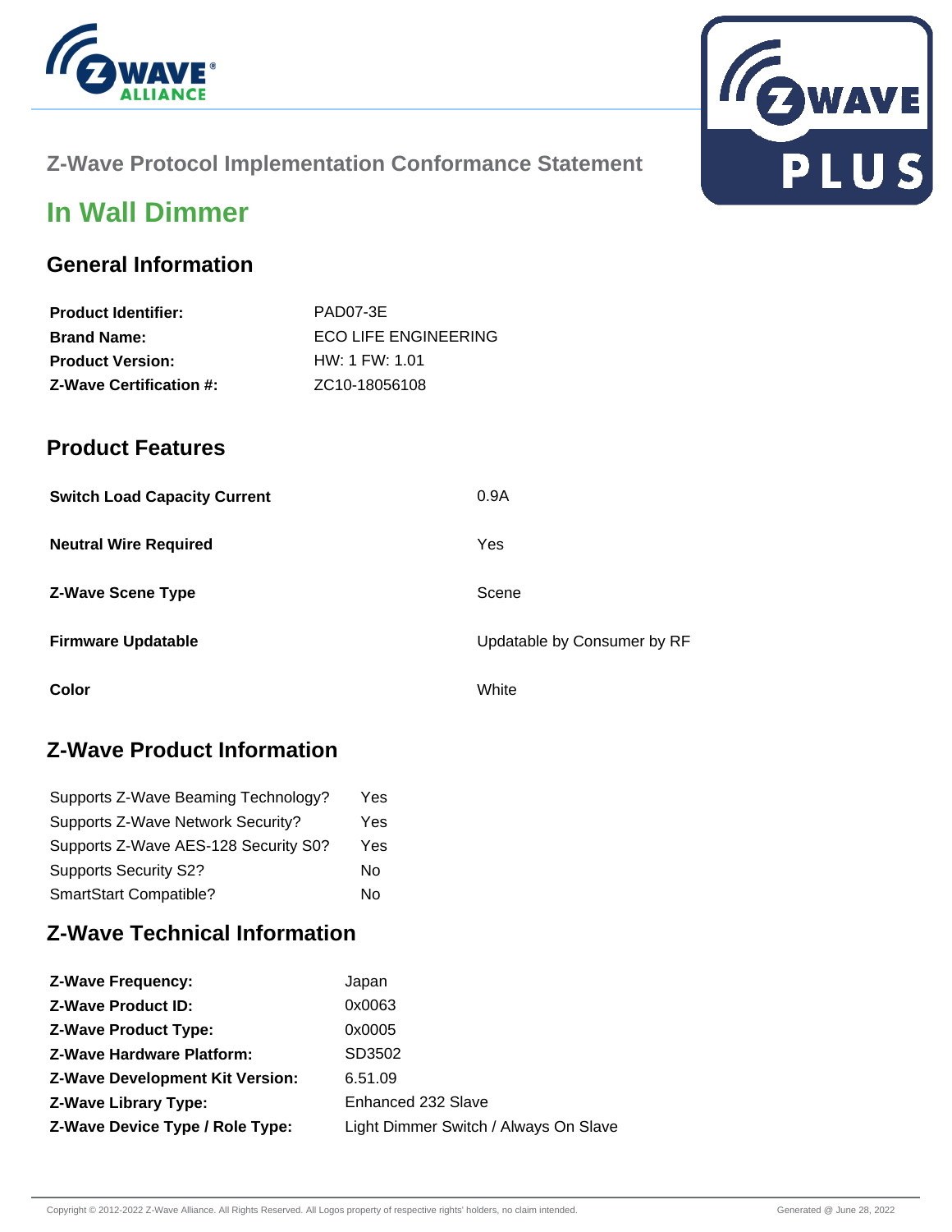## Z-Wave Protocol Implementation Conformance Statement

# In Wall Dimmer

## General Information

| | |
|---|---|
| **Product Identifier:** | PAD07-3E |
| **Brand Name:** | ECO LIFE ENGINEERING |
| **Product Version:** | HW: 1 FW: 1.01 |
| **Z-Wave Certification #:** | ZC10-18056108 |

## Product Features

| | |
|---|---|
| **Switch Load Capacity Current** | 0.9A |
| **Neutral Wire Required** | Yes |
| **Z-Wave Scene Type** | Scene |
| **Firmware Updatable** | Updatable by Consumer by RF |
| **Color** | White |

## Z-Wave Product Information

| | |
|---|---|
| Supports Z-Wave Beaming Technology? | Yes |
| Supports Z-Wave Network Security? | Yes |
| Supports Z-Wave AES-128 Security S0? | Yes |
| Supports Security S2? | No |
| SmartStart Compatible? | No |

## Z-Wave Technical Information

| | |
|---|---|
| **Z-Wave Frequency:** | Japan |
| **Z-Wave Product ID:** | 0x0063 |
| **Z-Wave Product Type:** | 0x0005 |
| **Z-Wave Hardware Platform:** | SD3502 |
| **Z-Wave Development Kit Version:** | 6.51.09 |
| **Z-Wave Library Type:** | Enhanced 232 Slave |
| **Z-Wave Device Type / Role Type:** | Light Dimmer Switch / Always On Slave |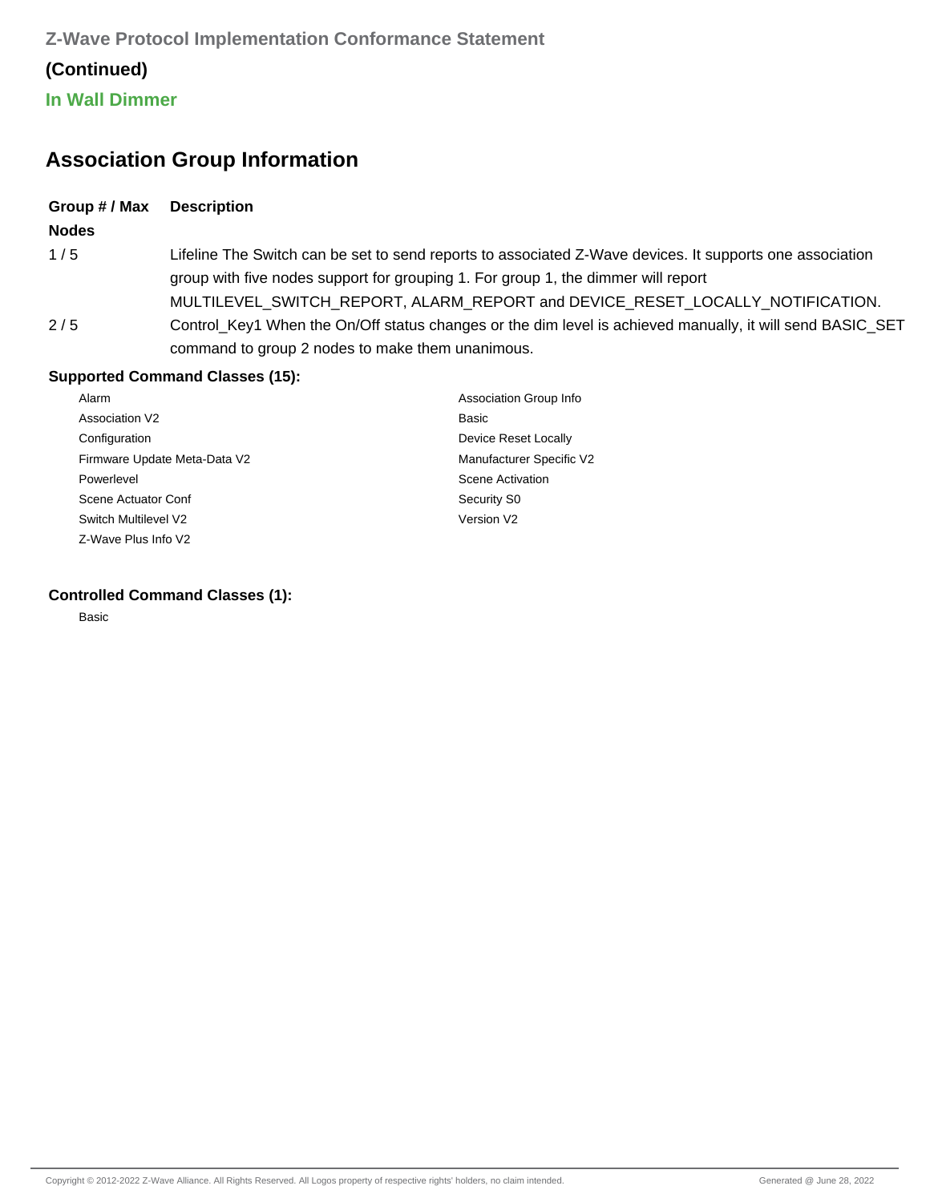## Z-Wave Protocol Implementation Conformance Statement

### (Continued)

### In Wall Dimmer

## Association Group Information

| Group # / Max Nodes | Description |
| --- | --- |
| 1 / 5 | Lifeline The Switch can be set to send reports to associated Z-Wave devices. It supports one association group with five nodes support for grouping 1. For group 1, the dimmer will report MULTILEVEL_SWITCH_REPORT, ALARM_REPORT and DEVICE_RESET_LOCALLY_NOTIFICATION. |
| 2 / 5 | Control_Key1 When the On/Off status changes or the dim level is achieved manually, it will send BASIC_SET command to group 2 nodes to make them unanimous. |

**Supported Command Classes (15):**

- Alarm
- Association Group Info
- Association V2
- Basic
- Configuration
- Device Reset Locally
- Firmware Update Meta-Data V2
- Manufacturer Specific V2
- Powerlevel
- Scene Activation
- Scene Actuator Conf
- Security S0
- Switch Multilevel V2
- Version V2
- Z-Wave Plus Info V2

**Controlled Command Classes (1):**

- Basic